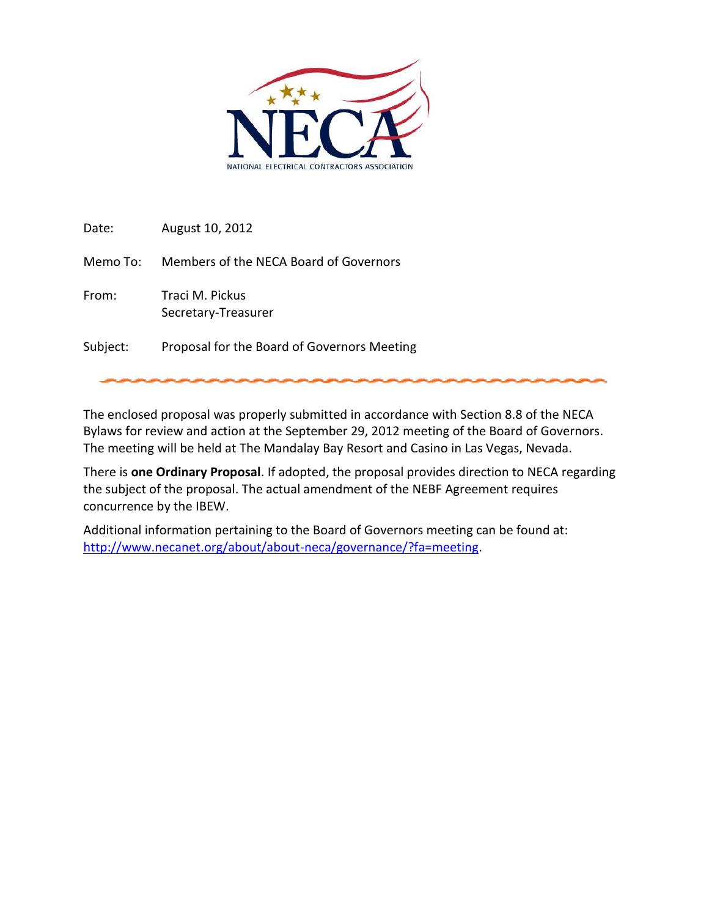NECA

NATIONAL ELECTRICAL CONTRACTORS ASSOCIATION

Date: August 10, 2012

Memo To: Members of the NECA Board of Governors

From: Traci M. Pickus
Secretary-Treasurer

Subject: Proposal for the Board of Governors Meeting

---

The enclosed proposal was properly submitted in accordance with Section 8.8 of the NECA Bylaws for review and action at the September 29, 2012 meeting of the Board of Governors. The meeting will be held at The Mandalay Bay Resort and Casino in Las Vegas, Nevada.

There is **one Ordinary Proposal**. If adopted, the proposal provides direction to NECA regarding the subject of the proposal. The actual amendment of the NEBF Agreement requires concurrence by the IBEW.

Additional information pertaining to the Board of Governors meeting can be found at: [http://www.necanet.org/about/about-neca/governance/?fa=meeting](http://www.necanet.org/about/about-neca/governance/?fa=meeting).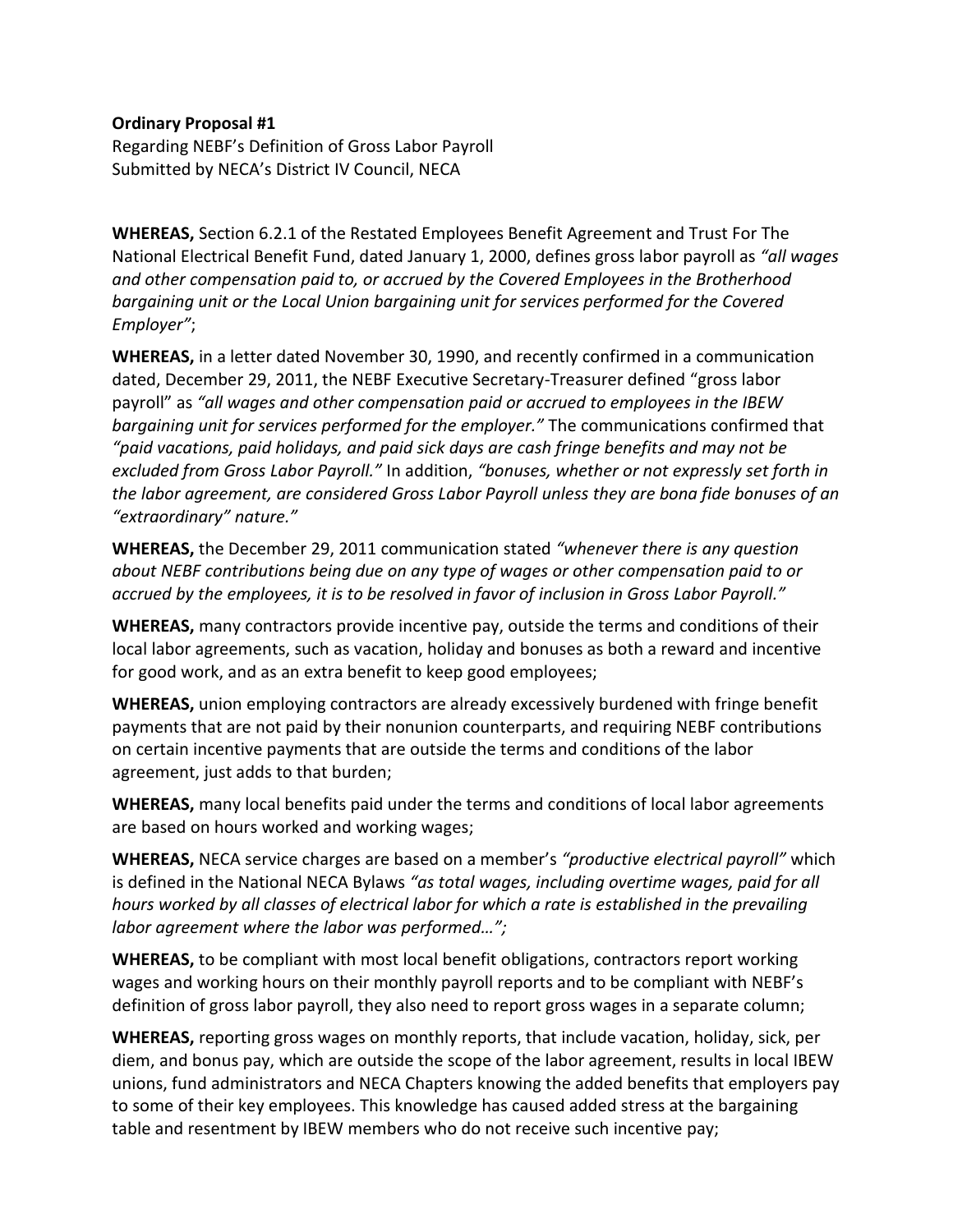**Ordinary Proposal #1**
Regarding NEBF's Definition of Gross Labor Payroll
Submitted by NECA's District IV Council, NECA

**WHEREAS,** Section 6.2.1 of the Restated Employees Benefit Agreement and Trust For The National Electrical Benefit Fund, dated January 1, 2000, defines gross labor payroll as *"all wages and other compensation paid to, or accrued by the Covered Employees in the Brotherhood bargaining unit or the Local Union bargaining unit for services performed for the Covered Employer"*;

**WHEREAS,** in a letter dated November 30, 1990, and recently confirmed in a communication dated, December 29, 2011, the NEBF Executive Secretary-Treasurer defined "gross labor payroll" as *"all wages and other compensation paid or accrued to employees in the IBEW bargaining unit for services performed for the employer."* The communications confirmed that *"paid vacations, paid holidays, and paid sick days are cash fringe benefits and may not be excluded from Gross Labor Payroll."* In addition, *"bonuses, whether or not expressly set forth in the labor agreement, are considered Gross Labor Payroll unless they are bona fide bonuses of an "extraordinary" nature."*

**WHEREAS,** the December 29, 2011 communication stated *"whenever there is any question about NEBF contributions being due on any type of wages or other compensation paid to or accrued by the employees, it is to be resolved in favor of inclusion in Gross Labor Payroll."*

**WHEREAS,** many contractors provide incentive pay, outside the terms and conditions of their local labor agreements, such as vacation, holiday and bonuses as both a reward and incentive for good work, and as an extra benefit to keep good employees;

**WHEREAS,** union employing contractors are already excessively burdened with fringe benefit payments that are not paid by their nonunion counterparts, and requiring NEBF contributions on certain incentive payments that are outside the terms and conditions of the labor agreement, just adds to that burden;

**WHEREAS,** many local benefits paid under the terms and conditions of local labor agreements are based on hours worked and working wages;

**WHEREAS,** NECA service charges are based on a member's *"productive electrical payroll"* which is defined in the National NECA Bylaws *"as total wages, including overtime wages, paid for all hours worked by all classes of electrical labor for which a rate is established in the prevailing labor agreement where the labor was performed…";*

**WHEREAS,** to be compliant with most local benefit obligations, contractors report working wages and working hours on their monthly payroll reports and to be compliant with NEBF's definition of gross labor payroll, they also need to report gross wages in a separate column;

**WHEREAS,** reporting gross wages on monthly reports, that include vacation, holiday, sick, per diem, and bonus pay, which are outside the scope of the labor agreement, results in local IBEW unions, fund administrators and NECA Chapters knowing the added benefits that employers pay to some of their key employees. This knowledge has caused added stress at the bargaining table and resentment by IBEW members who do not receive such incentive pay;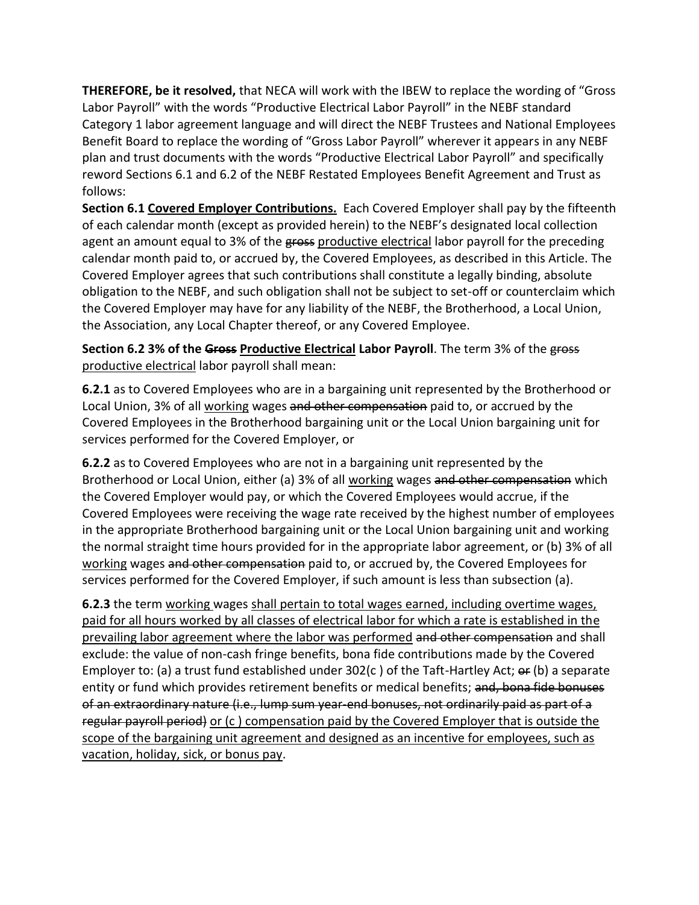**THEREFORE, be it resolved,** that NECA will work with the IBEW to replace the wording of "Gross Labor Payroll" with the words "Productive Electrical Labor Payroll" in the NEBF standard Category 1 labor agreement language and will direct the NEBF Trustees and National Employees Benefit Board to replace the wording of "Gross Labor Payroll" wherever it appears in any NEBF plan and trust documents with the words "Productive Electrical Labor Payroll" and specifically reword Sections 6.1 and 6.2 of the NEBF Restated Employees Benefit Agreement and Trust as follows:

**Section 6.1 <u>Covered Employer Contributions.</u>** Each Covered Employer shall pay by the fifteenth of each calendar month (except as provided herein) to the NEBF's designated local collection agent an amount equal to 3% of the ~~gross~~ <u>productive electrical</u> labor payroll for the preceding calendar month paid to, or accrued by, the Covered Employees, as described in this Article. The Covered Employer agrees that such contributions shall constitute a legally binding, absolute obligation to the NEBF, and such obligation shall not be subject to set-off or counterclaim which the Covered Employer may have for any liability of the NEBF, the Brotherhood, a Local Union, the Association, any Local Chapter thereof, or any Covered Employee.

**Section 6.2 3% of the ~~Gross~~ <u>Productive Electrical</u> Labor Payroll**. The term 3% of the ~~gross~~ <u>productive electrical</u> labor payroll shall mean:

**6.2.1** as to Covered Employees who are in a bargaining unit represented by the Brotherhood or Local Union, 3% of all <u>working</u> wages ~~and other compensation~~ paid to, or accrued by the Covered Employees in the Brotherhood bargaining unit or the Local Union bargaining unit for services performed for the Covered Employer, or

**6.2.2** as to Covered Employees who are not in a bargaining unit represented by the Brotherhood or Local Union, either (a) 3% of all <u>working</u> wages ~~and other compensation~~ which the Covered Employer would pay, or which the Covered Employees would accrue, if the Covered Employees were receiving the wage rate received by the highest number of employees in the appropriate Brotherhood bargaining unit or the Local Union bargaining unit and working the normal straight time hours provided for in the appropriate labor agreement, or (b) 3% of all <u>working</u> wages ~~and other compensation~~ paid to, or accrued by, the Covered Employees for services performed for the Covered Employer, if such amount is less than subsection (a).

**6.2.3** the term <u>working</u> wages <u>shall pertain to total wages earned, including overtime wages, paid for all hours worked by all classes of electrical labor for which a rate is established in the prevailing labor agreement where the labor was performed</u> ~~and other compensation~~ and shall exclude: the value of non-cash fringe benefits, bona fide contributions made by the Covered Employer to: (a) a trust fund established under 302(c ) of the Taft-Hartley Act; ~~or~~ (b) a separate entity or fund which provides retirement benefits or medical benefits; ~~and, bona fide bonuses of an extraordinary nature (i.e., lump sum year-end bonuses, not ordinarily paid as part of a regular payroll period)~~ <u>or (c ) compensation paid by the Covered Employer that is outside the scope of the bargaining unit agreement and designed as an incentive for employees, such as vacation, holiday, sick, or bonus pay</u>.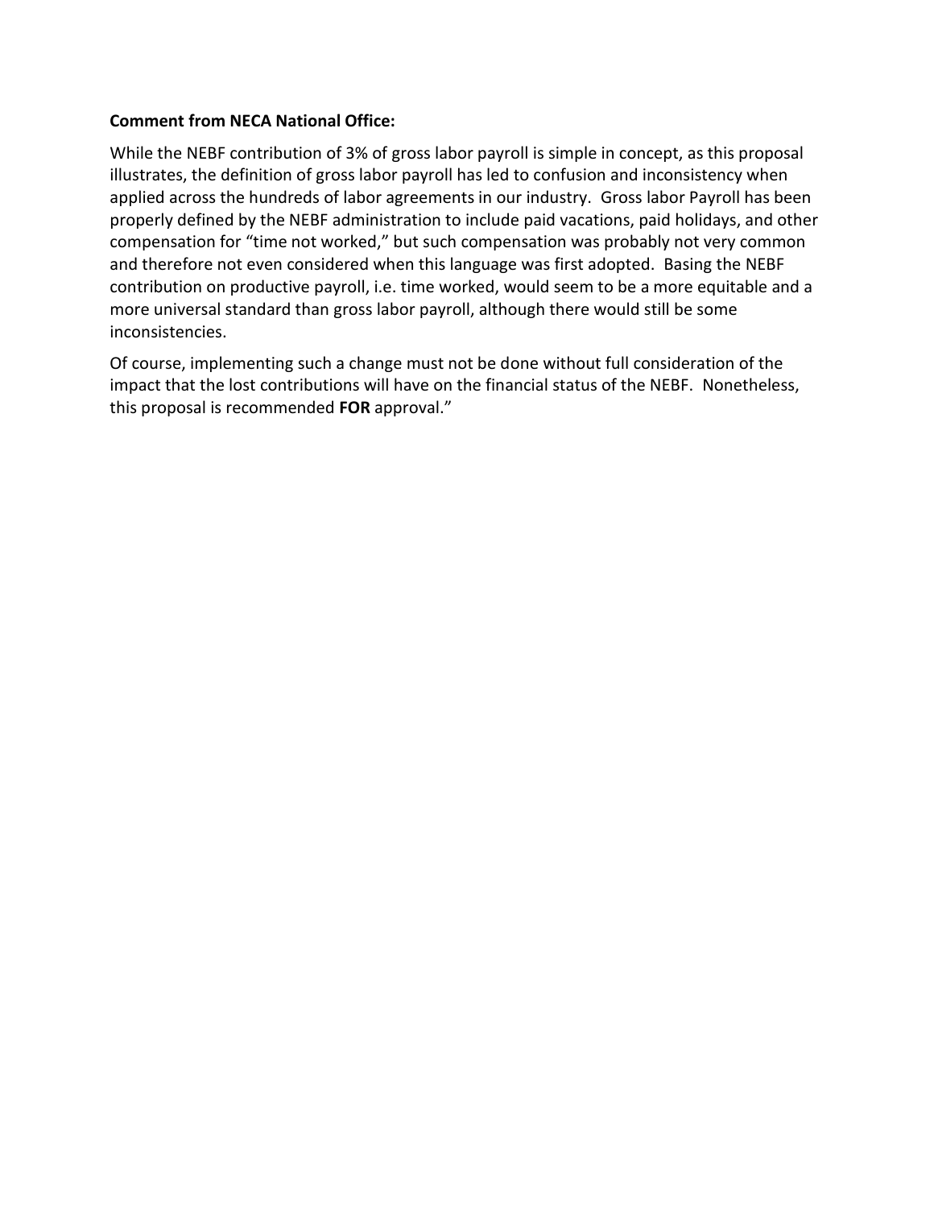**Comment from NECA National Office:**

While the NEBF contribution of 3% of gross labor payroll is simple in concept, as this proposal illustrates, the definition of gross labor payroll has led to confusion and inconsistency when applied across the hundreds of labor agreements in our industry. Gross labor Payroll has been properly defined by the NEBF administration to include paid vacations, paid holidays, and other compensation for "time not worked," but such compensation was probably not very common and therefore not even considered when this language was first adopted. Basing the NEBF contribution on productive payroll, i.e. time worked, would seem to be a more equitable and a more universal standard than gross labor payroll, although there would still be some inconsistencies.

Of course, implementing such a change must not be done without full consideration of the impact that the lost contributions will have on the financial status of the NEBF. Nonetheless, this proposal is recommended **FOR** approval."